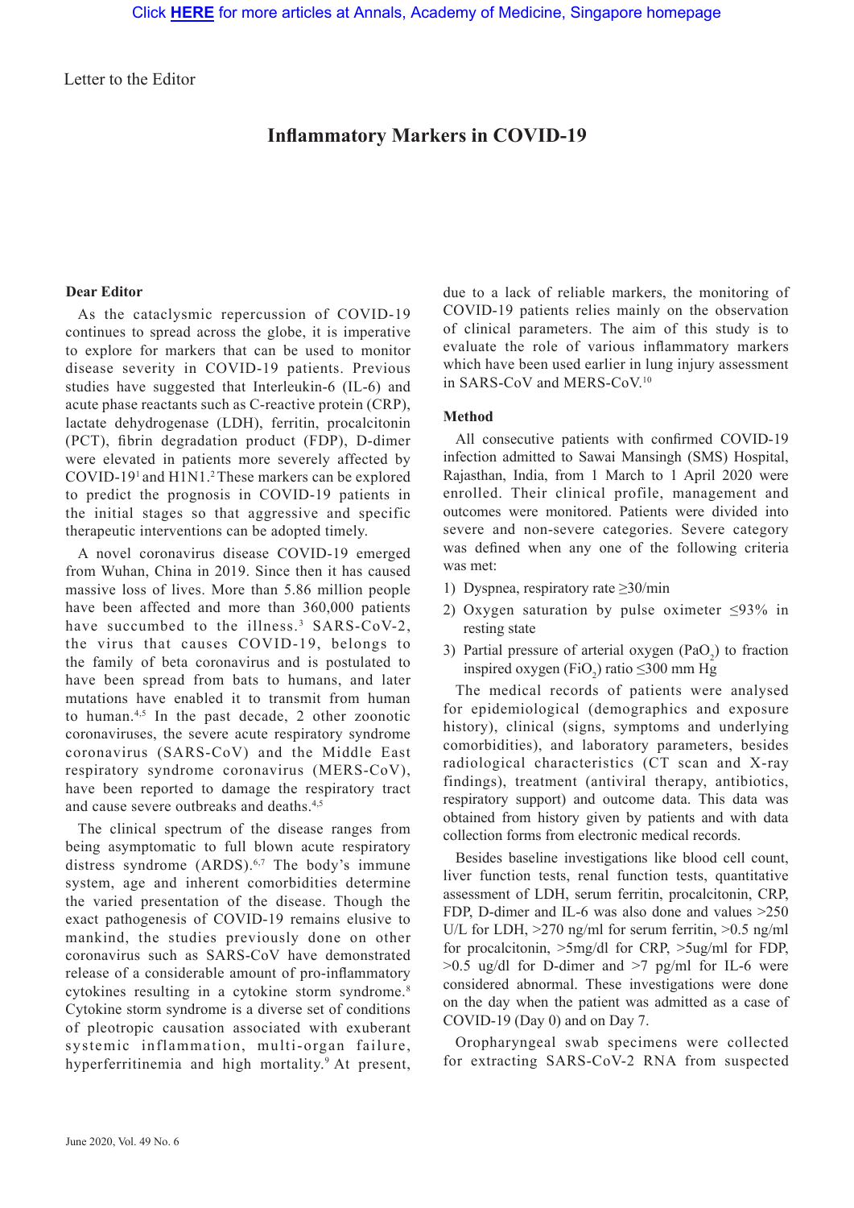Letter to the Editor

# Inflammatory Markers in COVID-19

**Dear Editor**

As the cataclysmic repercussion of COVID-19 continues to spread across the globe, it is imperative to explore for markers that can be used to monitor disease severity in COVID-19 patients. Previous studies have suggested that Interleukin-6 (IL-6) and acute phase reactants such as C-reactive protein (CRP), lactate dehydrogenase (LDH), ferritin, procalcitonin (PCT), fibrin degradation product (FDP), D-dimer were elevated in patients more severely affected by COVID-19[1] and H1N1.[2] These markers can be explored to predict the prognosis in COVID-19 patients in the initial stages so that aggressive and specific therapeutic interventions can be adopted timely.

A novel coronavirus disease COVID-19 emerged from Wuhan, China in 2019. Since then it has caused massive loss of lives. More than 5.86 million people have been affected and more than 360,000 patients have succumbed to the illness.[3] SARS-CoV-2, the virus that causes COVID-19, belongs to the family of beta coronavirus and is postulated to have been spread from bats to humans, and later mutations have enabled it to transmit from human to human.[4,5] In the past decade, 2 other zoonotic coronaviruses, the severe acute respiratory syndrome coronavirus (SARS-CoV) and the Middle East respiratory syndrome coronavirus (MERS-CoV), have been reported to damage the respiratory tract and cause severe outbreaks and deaths.[4,5]

The clinical spectrum of the disease ranges from being asymptomatic to full blown acute respiratory distress syndrome (ARDS).[6,7] The body's immune system, age and inherent comorbidities determine the varied presentation of the disease. Though the exact pathogenesis of COVID-19 remains elusive to mankind, the studies previously done on other coronavirus such as SARS-CoV have demonstrated release of a considerable amount of pro-inflammatory cytokines resulting in a cytokine storm syndrome.[8] Cytokine storm syndrome is a diverse set of conditions of pleotropic causation associated with exuberant systemic inflammation, multi-organ failure, hyperferritinemia and high mortality.[9] At present, due to a lack of reliable markers, the monitoring of COVID-19 patients relies mainly on the observation of clinical parameters. The aim of this study is to evaluate the role of various inflammatory markers which have been used earlier in lung injury assessment in SARS-CoV and MERS-CoV.[10]

**Method**

All consecutive patients with confirmed COVID-19 infection admitted to Sawai Mansingh (SMS) Hospital, Rajasthan, India, from 1 March to 1 April 2020 were enrolled. Their clinical profile, management and outcomes were monitored. Patients were divided into severe and non-severe categories. Severe category was defined when any one of the following criteria was met:

1) Dyspnea, respiratory rate ≥30/min
2) Oxygen saturation by pulse oximeter ≤93% in resting state
3) Partial pressure of arterial oxygen ($PaO_2$) to fraction inspired oxygen ($FiO_2$) ratio ≤300 mm Hg

The medical records of patients were analysed for epidemiological (demographics and exposure history), clinical (signs, symptoms and underlying comorbidities), and laboratory parameters, besides radiological characteristics (CT scan and X-ray findings), treatment (antiviral therapy, antibiotics, respiratory support) and outcome data. This data was obtained from history given by patients and with data collection forms from electronic medical records.

Besides baseline investigations like blood cell count, liver function tests, renal function tests, quantitative assessment of LDH, serum ferritin, procalcitonin, CRP, FDP, D-dimer and IL-6 was also done and values >250 U/L for LDH, >270 ng/ml for serum ferritin, >0.5 ng/ml for procalcitonin, >5mg/dl for CRP, >5ug/ml for FDP, >0.5 ug/dl for D-dimer and >7 pg/ml for IL-6 were considered abnormal. These investigations were done on the day when the patient was admitted as a case of COVID-19 (Day 0) and on Day 7.

Oropharyngeal swab specimens were collected for extracting SARS-CoV-2 RNA from suspected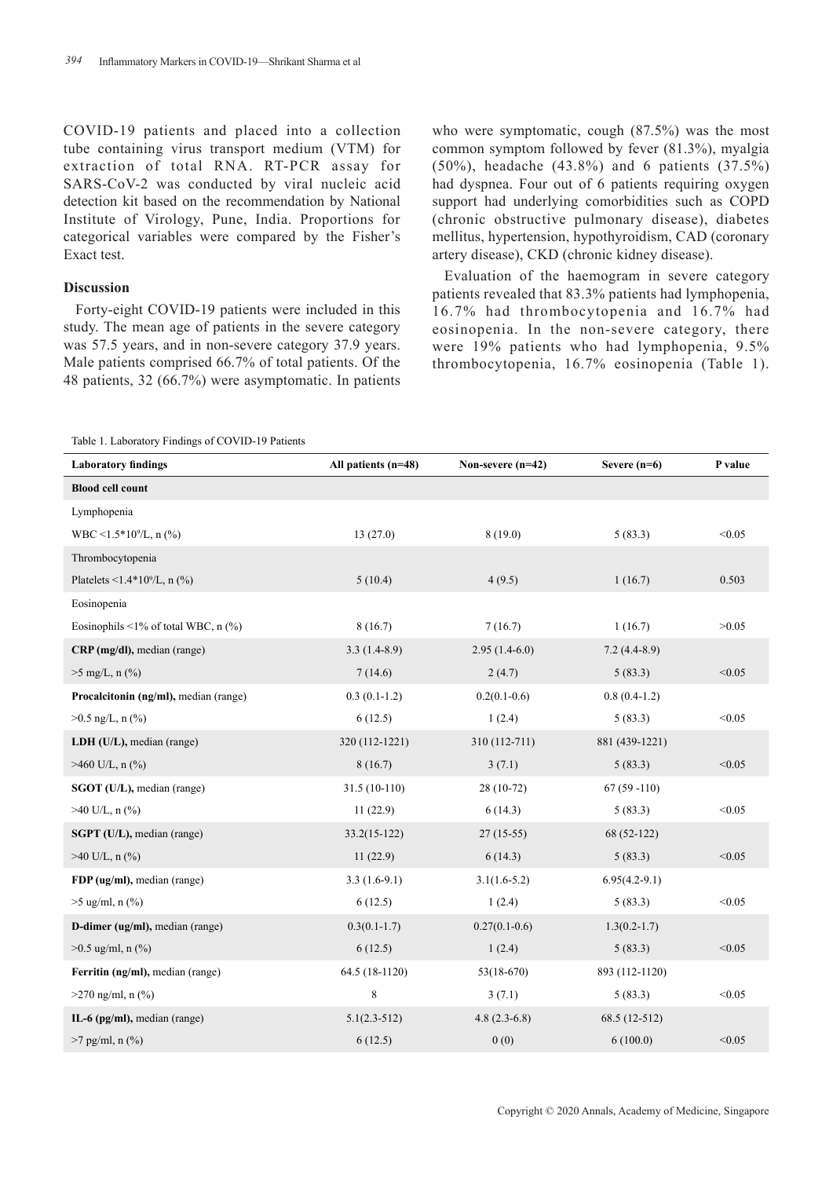COVID-19 patients and placed into a collection tube containing virus transport medium (VTM) for extraction of total RNA. RT-PCR assay for SARS-CoV-2 was conducted by viral nucleic acid detection kit based on the recommendation by National Institute of Virology, Pune, India. Proportions for categorical variables were compared by the Fisher's Exact test.

### Discussion

Forty-eight COVID-19 patients were included in this study. The mean age of patients in the severe category was 57.5 years, and in non-severe category 37.9 years. Male patients comprised 66.7% of total patients. Of the 48 patients, 32 (66.7%) were asymptomatic. In patients who were symptomatic, cough (87.5%) was the most common symptom followed by fever (81.3%), myalgia (50%), headache (43.8%) and 6 patients (37.5%) had dyspnea. Four out of 6 patients requiring oxygen support had underlying comorbidities such as COPD (chronic obstructive pulmonary disease), diabetes mellitus, hypertension, hypothyroidism, CAD (coronary artery disease), CKD (chronic kidney disease).

Evaluation of the haemogram in severe category patients revealed that 83.3% patients had lymphopenia, 16.7% had thrombocytopenia and 16.7% had eosinopenia. In the non-severe category, there were 19% patients who had lymphopenia, 9.5% thrombocytopenia, 16.7% eosinopenia (Table 1).

Table 1. Laboratory Findings of COVID-19 Patients

| Laboratory findings | All patients (n=48) | Non-severe (n=42) | Severe (n=6) | P value |
|---|---|---|---|---|
| **Blood cell count** | | | | |
| Lymphopenia | | | | |
| WBC $<1.5*10^9$/L, n (%) | 13 (27.0) | 8 (19.0) | 5 (83.3) | <0.05 |
| Thrombocytopenia | | | | |
| Platelets $<1.4*10^9$/L, n (%) | 5 (10.4) | 4 (9.5) | 1 (16.7) | 0.503 |
| Eosinopenia | | | | |
| Eosinophils <1% of total WBC, n (%) | 8 (16.7) | 7 (16.7) | 1 (16.7) | >0.05 |
| **CRP (mg/dl),** median (range) | 3.3 (1.4-8.9) | 2.95 (1.4-6.0) | 7.2 (4.4-8.9) | |
| >5 mg/L, n (%) | 7 (14.6) | 2 (4.7) | 5 (83.3) | <0.05 |
| **Procalcitonin (ng/ml),** median (range) | 0.3 (0.1-1.2) | 0.2(0.1-0.6) | 0.8 (0.4-1.2) | |
| >0.5 ng/L, n (%) | 6 (12.5) | 1 (2.4) | 5 (83.3) | <0.05 |
| **LDH (U/L),** median (range) | 320 (112-1221) | 310 (112-711) | 881 (439-1221) | |
| >460 U/L, n (%) | 8 (16.7) | 3 (7.1) | 5 (83.3) | <0.05 |
| **SGOT (U/L),** median (range) | 31.5 (10-110) | 28 (10-72) | 67 (59 -110) | |
| >40 U/L, n (%) | 11 (22.9) | 6 (14.3) | 5 (83.3) | <0.05 |
| **SGPT (U/L),** median (range) | 33.2(15-122) | 27 (15-55) | 68 (52-122) | |
| >40 U/L, n (%) | 11 (22.9) | 6 (14.3) | 5 (83.3) | <0.05 |
| **FDP (ug/ml),** median (range) | 3.3 (1.6-9.1) | 3.1(1.6-5.2) | 6.95(4.2-9.1) | |
| >5 ug/ml, n (%) | 6 (12.5) | 1 (2.4) | 5 (83.3) | <0.05 |
| **D-dimer (ug/ml),** median (range) | 0.3(0.1-1.7) | 0.27(0.1-0.6) | 1.3(0.2-1.7) | |
| >0.5 ug/ml, n (%) | 6 (12.5) | 1 (2.4) | 5 (83.3) | <0.05 |
| **Ferritin (ng/ml),** median (range) | 64.5 (18-1120) | 53(18-670) | 893 (112-1120) | |
| >270 ng/ml, n (%) | 8 | 3 (7.1) | 5 (83.3) | <0.05 |
| **IL-6 (pg/ml),** median (range) | 5.1(2.3-512) | 4.8 (2.3-6.8) | 68.5 (12-512) | |
| >7 pg/ml, n (%) | 6 (12.5) | 0 (0) | 6 (100.0) | <0.05 |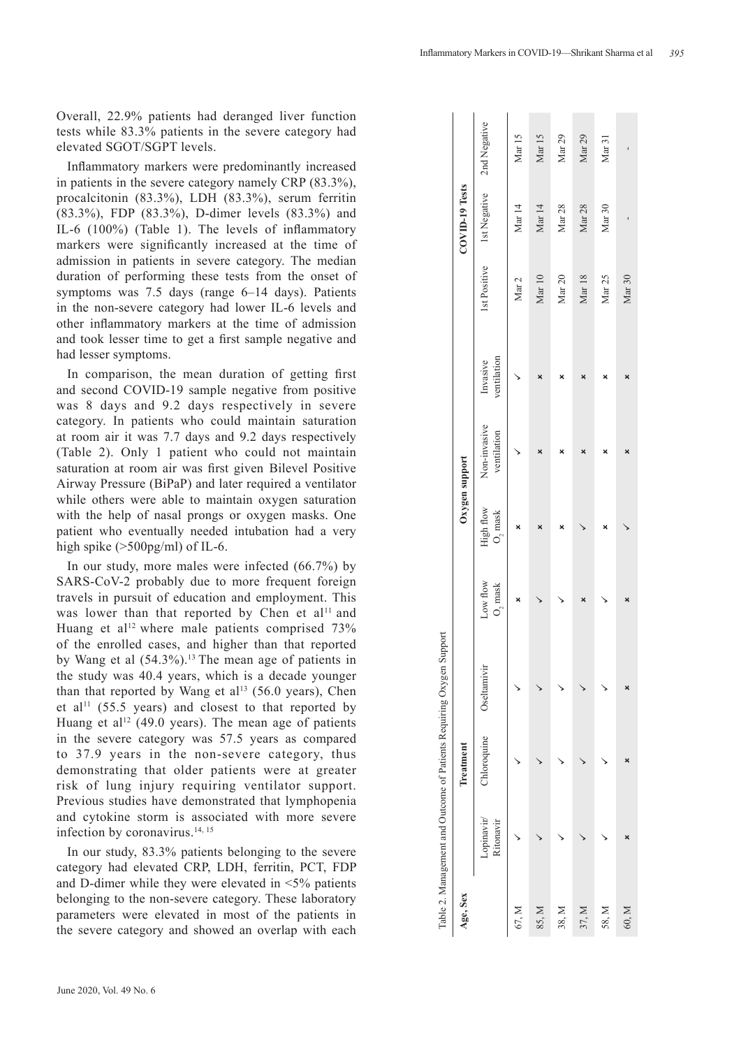Overall, 22.9% patients had deranged liver function tests while 83.3% patients in the severe category had elevated SGOT/SGPT levels.

Inflammatory markers were predominantly increased in patients in the severe category namely CRP (83.3%), procalcitonin (83.3%), LDH (83.3%), serum ferritin (83.3%), FDP (83.3%), D-dimer levels (83.3%) and IL-6 (100%) (Table 1). The levels of inflammatory markers were significantly increased at the time of admission in patients in severe category. The median duration of performing these tests from the onset of symptoms was 7.5 days (range 6–14 days). Patients in the non-severe category had lower IL-6 levels and other inflammatory markers at the time of admission and took lesser time to get a first sample negative and had lesser symptoms.

In comparison, the mean duration of getting first and second COVID-19 sample negative from positive was 8 days and 9.2 days respectively in severe category. In patients who could maintain saturation at room air it was 7.7 days and 9.2 days respectively (Table 2). Only 1 patient who could not maintain saturation at room air was first given Bilevel Positive Airway Pressure (BiPaP) and later required a ventilator while others were able to maintain oxygen saturation with the help of nasal prongs or oxygen masks. One patient who eventually needed intubation had a very high spike (>500pg/ml) of IL-6.

In our study, more males were infected (66.7%) by SARS-CoV-2 probably due to more frequent foreign travels in pursuit of education and employment. This was lower than that reported by Chen et al[11] and Huang et al[12] where male patients comprised 73% of the enrolled cases, and higher than that reported by Wang et al (54.3%).[13] The mean age of patients in the study was 40.4 years, which is a decade younger than that reported by Wang et al[13] (56.0 years), Chen et al[11] (55.5 years) and closest to that reported by Huang et al[12] (49.0 years). The mean age of patients in the severe category was 57.5 years as compared to 37.9 years in the non-severe category, thus demonstrating that older patients were at greater risk of lung injury requiring ventilator support. Previous studies have demonstrated that lymphopenia and cytokine storm is associated with more severe infection by coronavirus.[14, 15]

In our study, 83.3% patients belonging to the severe category had elevated CRP, LDH, ferritin, PCT, FDP and D-dimer while they were elevated in <5% patients belonging to the non-severe category. These laboratory parameters were elevated in most of the patients in the severe category and showed an overlap with each

Table 2. Management and Outcome of Patients Requiring Oxygen Support

| Age, Sex | Treatment | | | Oxygen support | | | | COVID-19 Tests | | |
|---|---|---|---|---|---|---|---|---|---|---|
| | Lopinavir/ Ritonavir | Chloroquine | Oseltamivir | Low flow $O_2$ mask | High flow $O_2$ mask | Non-invasive ventilation | Invasive ventilation | 1st Positive | 1st Negative | 2nd Negative |
| 67, M | ✓ | ✓ | ✓ | ✗ | ✗ | ✓ | ✓ | Mar 2 | Mar 14 | Mar 15 |
| 85, M | ✓ | ✓ | ✓ | ✓ | ✗ | ✗ | ✗ | Mar 10 | Mar 14 | Mar 15 |
| 38, M | ✓ | ✓ | ✓ | ✓ | ✗ | ✗ | ✗ | Mar 20 | Mar 28 | Mar 29 |
| 37, M | ✓ | ✓ | ✓ | ✗ | ✓ | ✗ | ✗ | Mar 18 | Mar 28 | Mar 29 |
| 58, M | ✓ | ✓ | ✓ | ✓ | ✗ | ✗ | ✗ | Mar 25 | Mar 30 | Mar 31 |
| 60, M | ✗ | ✗ | ✗ | ✗ | ✓ | ✗ | ✗ | Mar 30 | - | - |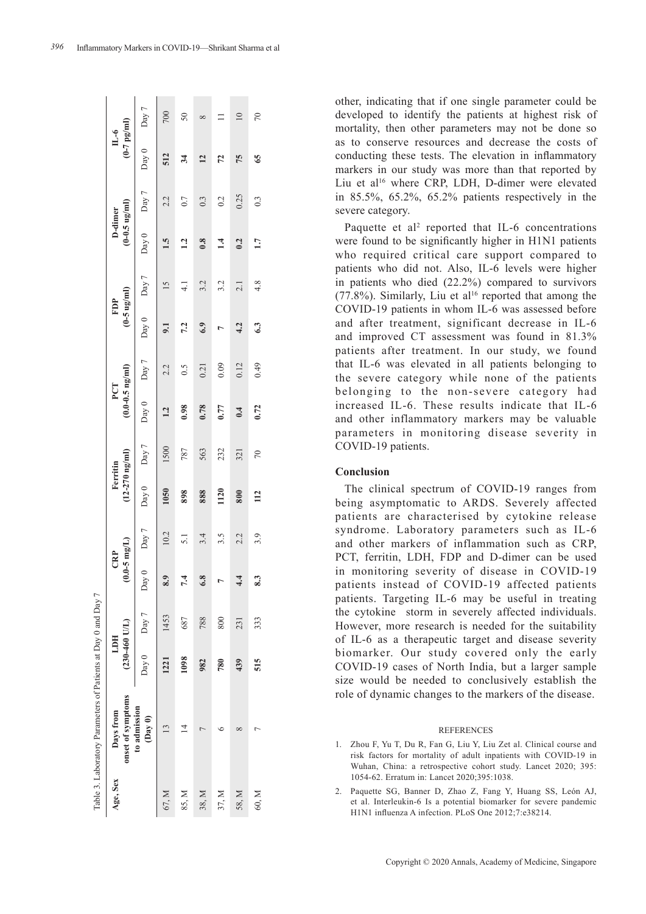Table 3. Laboratory Parameters of Patients at Day 0 and Day 7

| Age, Sex | Days from onset of symptoms to admission (Day 0) | LDH (230-460 U/L) | | CRP (0.0-5 mg/L) | | Ferritin (12-270 ng/ml) | | PCT (0.0-0.5 ng/ml) | | FDP (0-5 ug/ml) | | D-dimer (0-0.5 ug/ml) | | IL-6 (0-7 pg/ml) | |
|---|---|---|---|---|---|---|---|---|---|---|---|---|---|---|---|
| | | Day 0 | Day 7 | Day 0 | Day 7 | Day 0 | Day 7 | Day 0 | Day 7 | Day 0 | Day 7 | Day 0 | Day 7 | Day 0 | Day 7 |
| 67, M | 13 | **1221** | 1453 | **8.9** | 10.2 | **1050** | 1500 | **1.2** | 2.2 | **9.1** | 15 | **1.5** | 2.2 | **512** | 700 |
| 85, M | 14 | **1098** | 687 | **7.4** | 5.1 | **898** | 787 | **0.98** | 0.5 | **7.2** | 4.1 | **1.2** | 0.7 | **34** | 50 |
| 38, M | 7 | **982** | 788 | **6.8** | 3.4 | **888** | 563 | **0.78** | 0.21 | **6.9** | 3.2 | **0.8** | 0.3 | **12** | 8 |
| 37, M | 6 | **780** | 800 | **7** | 3.5 | **1120** | 232 | **0.77** | 0.09 | **7** | 3.2 | **1.4** | 0.2 | **72** | 11 |
| 58, M | 8 | **439** | 231 | **4.4** | 2.2 | **800** | 321 | **0.4** | 0.12 | **4.2** | 2.1 | **0.2** | 0.25 | **75** | 10 |
| 60, M | 7 | **515** | 333 | **8.3** | 3.9 | **112** | 70 | **0.72** | 0.49 | **6.3** | 4.8 | **1.7** | 0.3 | **65** | 70 |

other, indicating that if one single parameter could be developed to identify the patients at highest risk of mortality, then other parameters may not be done so as to conserve resources and decrease the costs of conducting these tests. The elevation in inflammatory markers in our study was more than that reported by Liu et al[16] where CRP, LDH, D-dimer were elevated in 85.5%, 65.2%, 65.2% patients respectively in the severe category.

Paquette et al[2] reported that IL-6 concentrations were found to be significantly higher in H1N1 patients who required critical care support compared to patients who did not. Also, IL-6 levels were higher in patients who died (22.2%) compared to survivors (77.8%). Similarly, Liu et al[16] reported that among the COVID-19 patients in whom IL-6 was assessed before and after treatment, significant decrease in IL-6 and improved CT assessment was found in 81.3% patients after treatment. In our study, we found that IL-6 was elevated in all patients belonging to the severe category while none of the patients belonging to the non-severe category had increased IL-6. These results indicate that IL-6 and other inflammatory markers may be valuable parameters in monitoring disease severity in COVID-19 patients.

## Conclusion

The clinical spectrum of COVID-19 ranges from being asymptomatic to ARDS. Severely affected patients are characterised by cytokine release syndrome. Laboratory parameters such as IL-6 and other markers of inflammation such as CRP, PCT, ferritin, LDH, FDP and D-dimer can be used in monitoring severity of disease in COVID-19 patients instead of COVID-19 affected patients patients. Targeting IL-6 may be useful in treating the cytokine storm in severely affected individuals. However, more research is needed for the suitability of IL-6 as a therapeutic target and disease severity biomarker. Our study covered only the early COVID-19 cases of North India, but a larger sample size would be needed to conclusively establish the role of dynamic changes to the markers of the disease.

## REFERENCES

1. Zhou F, Yu T, Du R, Fan G, Liu Y, Liu Zet al. Clinical course and risk factors for mortality of adult inpatients with COVID-19 in Wuhan, China: a retrospective cohort study. Lancet 2020; 395: 1054-62. Erratum in: Lancet 2020;395:1038.
2. Paquette SG, Banner D, Zhao Z, Fang Y, Huang SS, León AJ, et al. Interleukin-6 Is a potential biomarker for severe pandemic H1N1 influenza A infection. PLoS One 2012;7:e38214.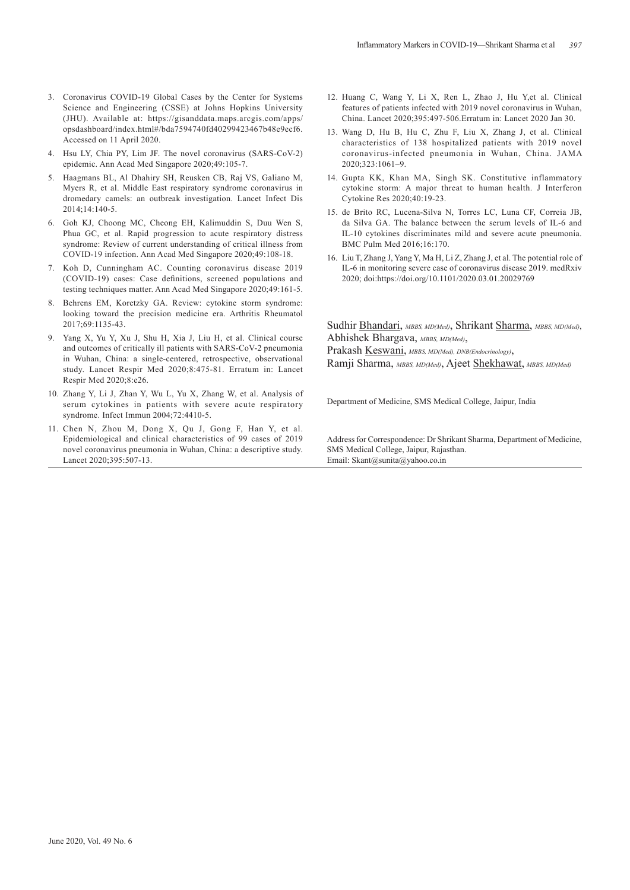3. Coronavirus COVID-19 Global Cases by the Center for Systems Science and Engineering (CSSE) at Johns Hopkins University (JHU). Available at: https://gisanddata.maps.arcgis.com/apps/opsdashboard/index.html#/bda7594740fd40299423467b48e9ecf6. Accessed on 11 April 2020.
4. Hsu LY, Chia PY, Lim JF. The novel coronavirus (SARS-CoV-2) epidemic. Ann Acad Med Singapore 2020;49:105-7.
5. Haagmans BL, Al Dhahiry SH, Reusken CB, Raj VS, Galiano M, Myers R, et al. Middle East respiratory syndrome coronavirus in dromedary camels: an outbreak investigation. Lancet Infect Dis 2014;14:140-5.
6. Goh KJ, Choong MC, Cheong EH, Kalimuddin S, Duu Wen S, Phua GC, et al. Rapid progression to acute respiratory distress syndrome: Review of current understanding of critical illness from COVID-19 infection. Ann Acad Med Singapore 2020;49:108-18.
7. Koh D, Cunningham AC. Counting coronavirus disease 2019 (COVID-19) cases: Case definitions, screened populations and testing techniques matter. Ann Acad Med Singapore 2020;49:161-5.
8. Behrens EM, Koretzky GA. Review: cytokine storm syndrome: looking toward the precision medicine era. Arthritis Rheumatol 2017;69:1135-43.
9. Yang X, Yu Y, Xu J, Shu H, Xia J, Liu H, et al. Clinical course and outcomes of critically ill patients with SARS-CoV-2 pneumonia in Wuhan, China: a single-centered, retrospective, observational study. Lancet Respir Med 2020;8:475-81. Erratum in: Lancet Respir Med 2020;8:e26.
10. Zhang Y, Li J, Zhan Y, Wu L, Yu X, Zhang W, et al. Analysis of serum cytokines in patients with severe acute respiratory syndrome. Infect Immun 2004;72:4410-5.
11. Chen N, Zhou M, Dong X, Qu J, Gong F, Han Y, et al. Epidemiological and clinical characteristics of 99 cases of 2019 novel coronavirus pneumonia in Wuhan, China: a descriptive study. Lancet 2020;395:507-13.
12. Huang C, Wang Y, Li X, Ren L, Zhao J, Hu Y,et al. Clinical features of patients infected with 2019 novel coronavirus in Wuhan, China. Lancet 2020;395:497-506.Erratum in: Lancet 2020 Jan 30.
13. Wang D, Hu B, Hu C, Zhu F, Liu X, Zhang J, et al. Clinical characteristics of 138 hospitalized patients with 2019 novel coronavirus-infected pneumonia in Wuhan, China. JAMA 2020;323:1061–9.
14. Gupta KK, Khan MA, Singh SK. Constitutive inflammatory cytokine storm: A major threat to human health. J Interferon Cytokine Res 2020;40:19-23.
15. de Brito RC, Lucena-Silva N, Torres LC, Luna CF, Correia JB, da Silva GA. The balance between the serum levels of IL-6 and IL-10 cytokines discriminates mild and severe acute pneumonia. BMC Pulm Med 2016;16:170.
16. Liu T, Zhang J, Yang Y, Ma H, Li Z, Zhang J, et al. The potential role of IL-6 in monitoring severe case of coronavirus disease 2019. medRxiv 2020; doi:https://doi.org/10.1101/2020.03.01.20029769

Sudhir Bhandari, *MBBS, MD(Med)*, Shrikant Sharma, *MBBS, MD(Med)*, Abhishek Bhargava, *MBBS, MD(Med)*, Prakash Keswani, *MBBS, MD(Med), DNB(Endocrinology)*, Ramji Sharma, *MBBS, MD(Med)*, Ajeet Shekhawat, *MBBS, MD(Med)*

Department of Medicine, SMS Medical College, Jaipur, India

Address for Correspondence: Dr Shrikant Sharma, Department of Medicine, SMS Medical College, Jaipur, Rajasthan.
Email: Skant@sunita@yahoo.co.in